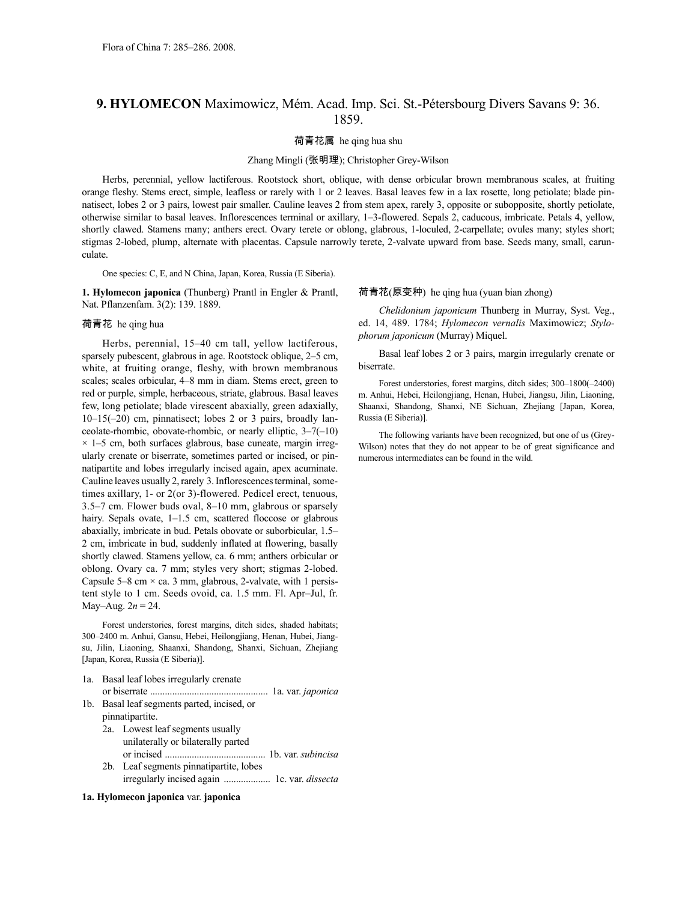# 9. HYLOMECON Maximowicz, Mém. Acad. Imp. Sci. St.-Pétersbourg Divers Savans 9: 36. 1859.

荷青花属 he qing hua shu

Zhang Mingli (张明理); Christopher Grey-Wilson

Herbs, perennial, yellow lactiferous. Rootstock short, oblique, with dense orbicular brown membranous scales, at fruiting orange fleshy. Stems erect, simple, leafless or rarely with 1 or 2 leaves. Basal leaves few in a lax rosette, long petiolate; blade pinnatisect, lobes 2 or 3 pairs, lowest pair smaller. Cauline leaves 2 from stem apex, rarely 3, opposite or subopposite, shortly petiolate, otherwise similar to basal leaves. Inflorescences terminal or axillary, 1–3-flowered. Sepals 2, caducous, imbricate. Petals 4, yellow, shortly clawed. Stamens many; anthers erect. Ovary terete or oblong, glabrous, 1-loculed, 2-carpellate; ovules many; styles short; stigmas 2-lobed, plump, alternate with placentas. Capsule narrowly terete, 2-valvate upward from base. Seeds many, small, carunculate.

One species: C, E, and N China, Japan, Korea, Russia (E Siberia).

**1. Hylomecon japonica** (Thunberg) Prantl in Engler & Prantl, Nat. Pflanzenfam. 3(2): 139. 1889.

荷青花 he qing hua

Herbs, perennial, 15–40 cm tall, yellow lactiferous, sparsely pubescent, glabrous in age. Rootstock oblique, 2–5 cm, white, at fruiting orange, fleshy, with brown membranous scales; scales orbicular, 4–8 mm in diam. Stems erect, green to red or purple, simple, herbaceous, striate, glabrous. Basal leaves few, long petiolate; blade virescent abaxially, green adaxially, 10–15(–20) cm, pinnatisect; lobes 2 or 3 pairs, broadly lanceolate-rhombic, obovate-rhombic, or nearly elliptic, 3–7(–10) × 1–5 cm, both surfaces glabrous, base cuneate, margin irregularly crenate or biserrate, sometimes parted or incised, or pinnatipartite and lobes irregularly incised again, apex acuminate. Cauline leaves usually 2, rarely 3. Inflorescences terminal, sometimes axillary, 1- or 2(or 3)-flowered. Pedicel erect, tenuous, 3.5–7 cm. Flower buds oval, 8–10 mm, glabrous or sparsely hairy. Sepals ovate, 1–1.5 cm, scattered floccose or glabrous abaxially, imbricate in bud. Petals obovate or suborbicular, 1.5–2 cm, imbricate in bud, suddenly inflated at flowering, basally shortly clawed. Stamens yellow, ca. 6 mm; anthers orbicular or oblong. Ovary ca. 7 mm; styles very short; stigmas 2-lobed. Capsule 5–8 cm × ca. 3 mm, glabrous, 2-valvate, with 1 persistent style to 1 cm. Seeds ovoid, ca. 1.5 mm. Fl. Apr–Jul, fr. May–Aug. $2n = 24$.

Forest understories, forest margins, ditch sides, shaded habitats; 300–2400 m. Anhui, Gansu, Hebei, Heilongjiang, Henan, Hubei, Jiangsu, Jilin, Liaoning, Shaanxi, Shandong, Shanxi, Sichuan, Zhejiang [Japan, Korea, Russia (E Siberia)].

1a. Basal leaf lobes irregularly crenate or biserrate ................................................ 1a. var. *japonica*
1b. Basal leaf segments parted, incised, or pinnatipartite.
  2a. Lowest leaf segments usually unilaterally or bilaterally parted or incised ........................................ 1b. var. *subincisa*
  2b. Leaf segments pinnatipartite, lobes irregularly incised again ................... 1c. var. *dissecta*

**1a. Hylomecon japonica** var. **japonica**

荷青花(原变种) he qing hua (yuan bian zhong)

*Chelidonium japonicum* Thunberg in Murray, Syst. Veg., ed. 14, 489. 1784; *Hylomecon vernalis* Maximowicz; *Stylophorum japonicum* (Murray) Miquel.

Basal leaf lobes 2 or 3 pairs, margin irregularly crenate or biserrate.

Forest understories, forest margins, ditch sides; 300–1800(–2400) m. Anhui, Hebei, Heilongjiang, Henan, Hubei, Jiangsu, Jilin, Liaoning, Shaanxi, Shandong, Shanxi, NE Sichuan, Zhejiang [Japan, Korea, Russia (E Siberia)].

The following variants have been recognized, but one of us (Grey-Wilson) notes that they do not appear to be of great significance and numerous intermediates can be found in the wild.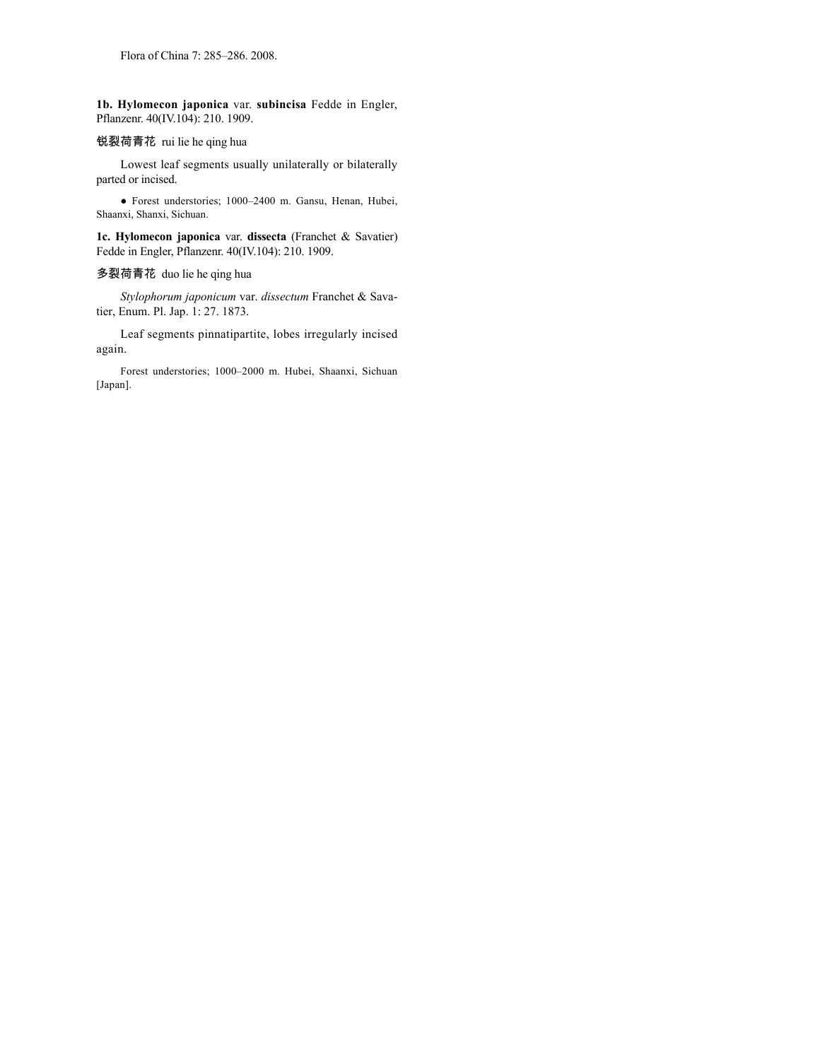**1b. Hylomecon japonica** var. **subincisa** Fedde in Engler, Pflanzenr. 40(IV.104): 210. 1909.

锐裂荷青花 rui lie he qing hua

Lowest leaf segments usually unilaterally or bilaterally parted or incised.

● Forest understories; 1000–2400 m. Gansu, Henan, Hubei, Shaanxi, Shanxi, Sichuan.

**1c. Hylomecon japonica** var. **dissecta** (Franchet & Savatier) Fedde in Engler, Pflanzenr. 40(IV.104): 210. 1909.

多裂荷青花 duo lie he qing hua

*Stylophorum japonicum* var. *dissectum* Franchet & Savatier, Enum. Pl. Jap. 1: 27. 1873.

Leaf segments pinnatipartite, lobes irregularly incised again.

Forest understories; 1000–2000 m. Hubei, Shaanxi, Sichuan [Japan].